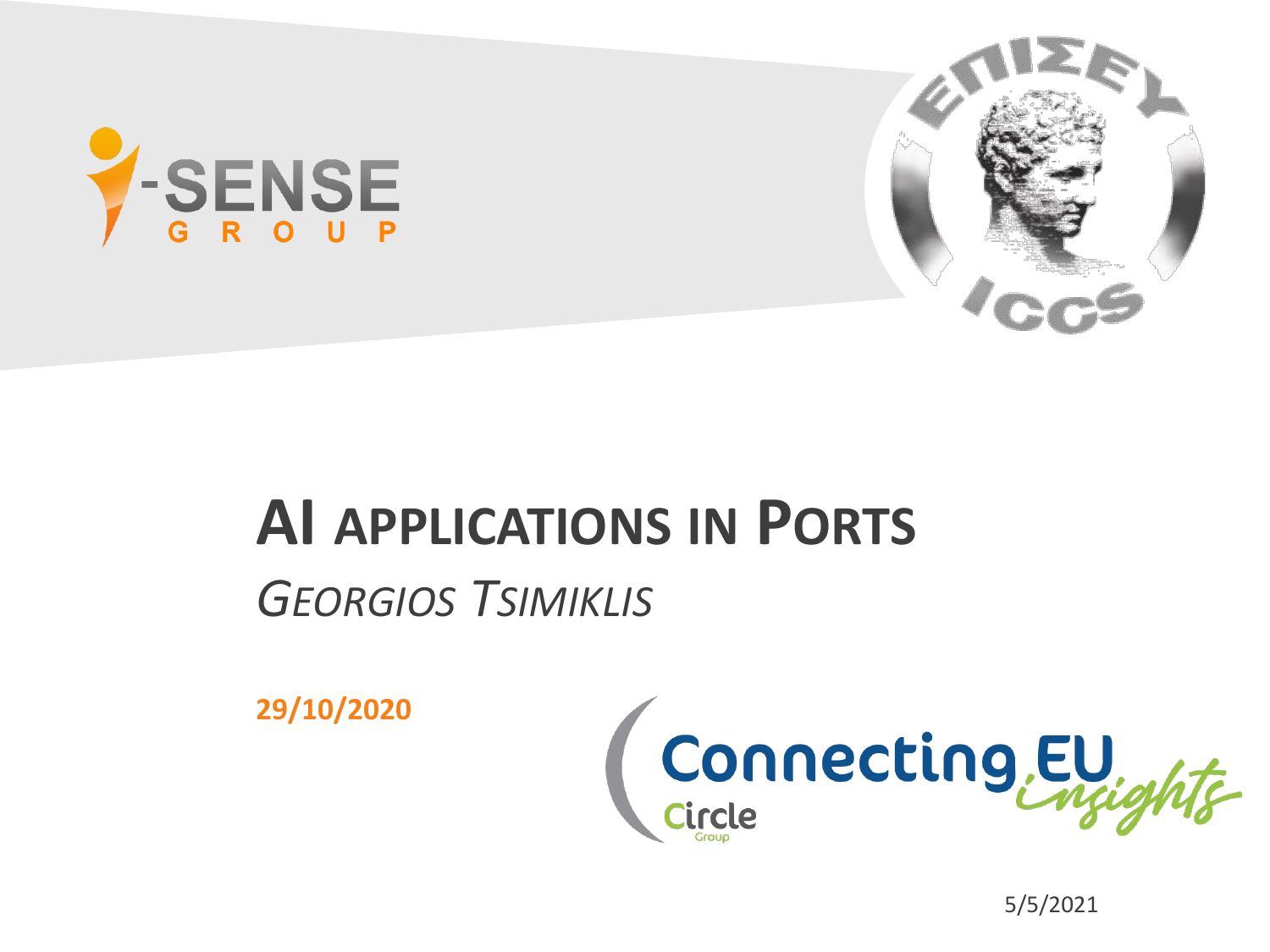# AI APPLICATIONS IN PORTS

*GEORGIOS TSIMIKLIS*

**29/10/2020**

5/5/2021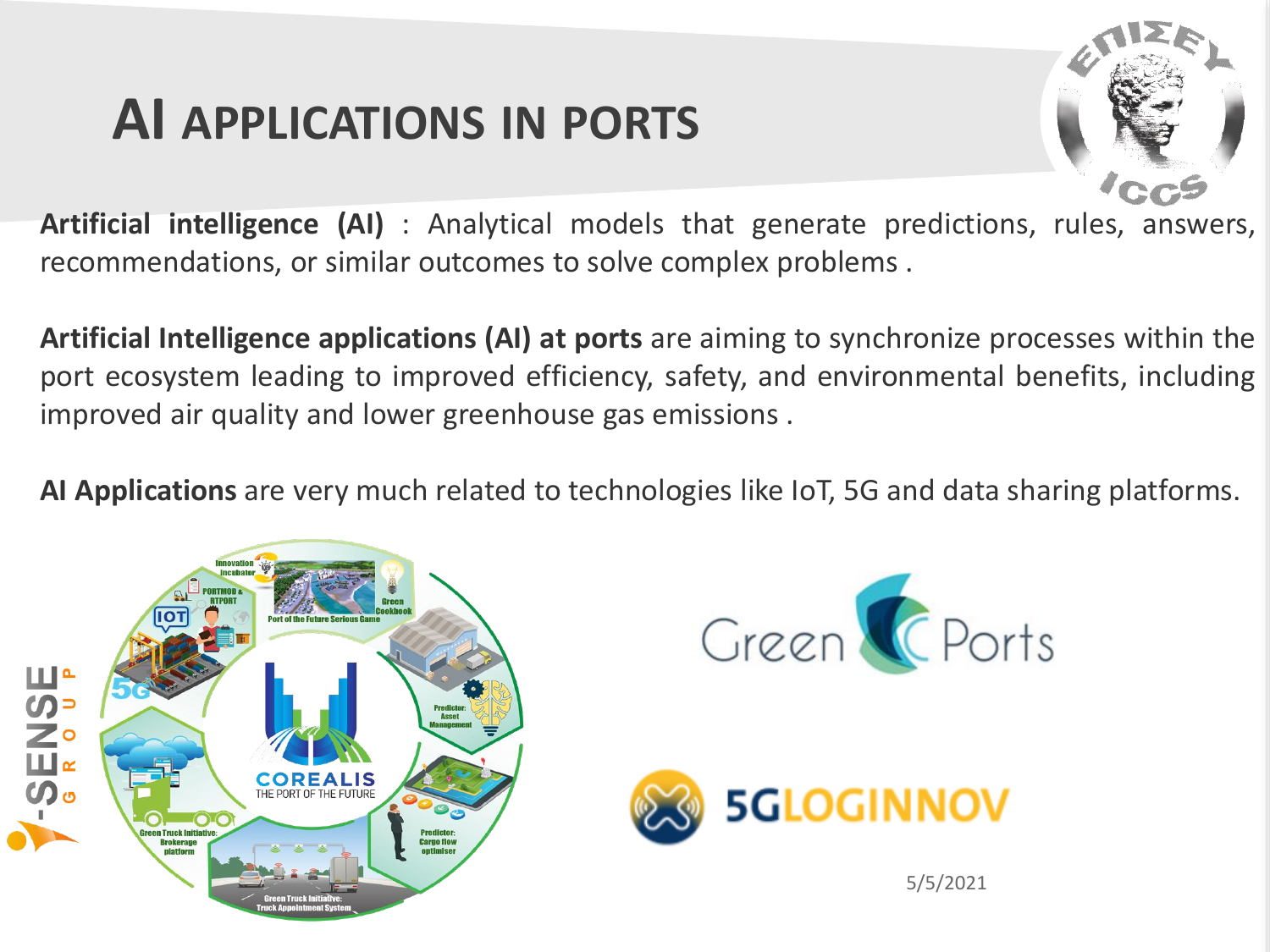# AI APPLICATIONS IN PORTS

**Artificial intelligence (AI)** : Analytical models that generate predictions, rules, answers, recommendations, or similar outcomes to solve complex problems .

**Artificial Intelligence applications (AI) at ports** are aiming to synchronize processes within the port ecosystem leading to improved efficiency, safety, and environmental benefits, including improved air quality and lower greenhouse gas emissions .

**AI Applications** are very much related to technologies like IoT, 5G and data sharing platforms.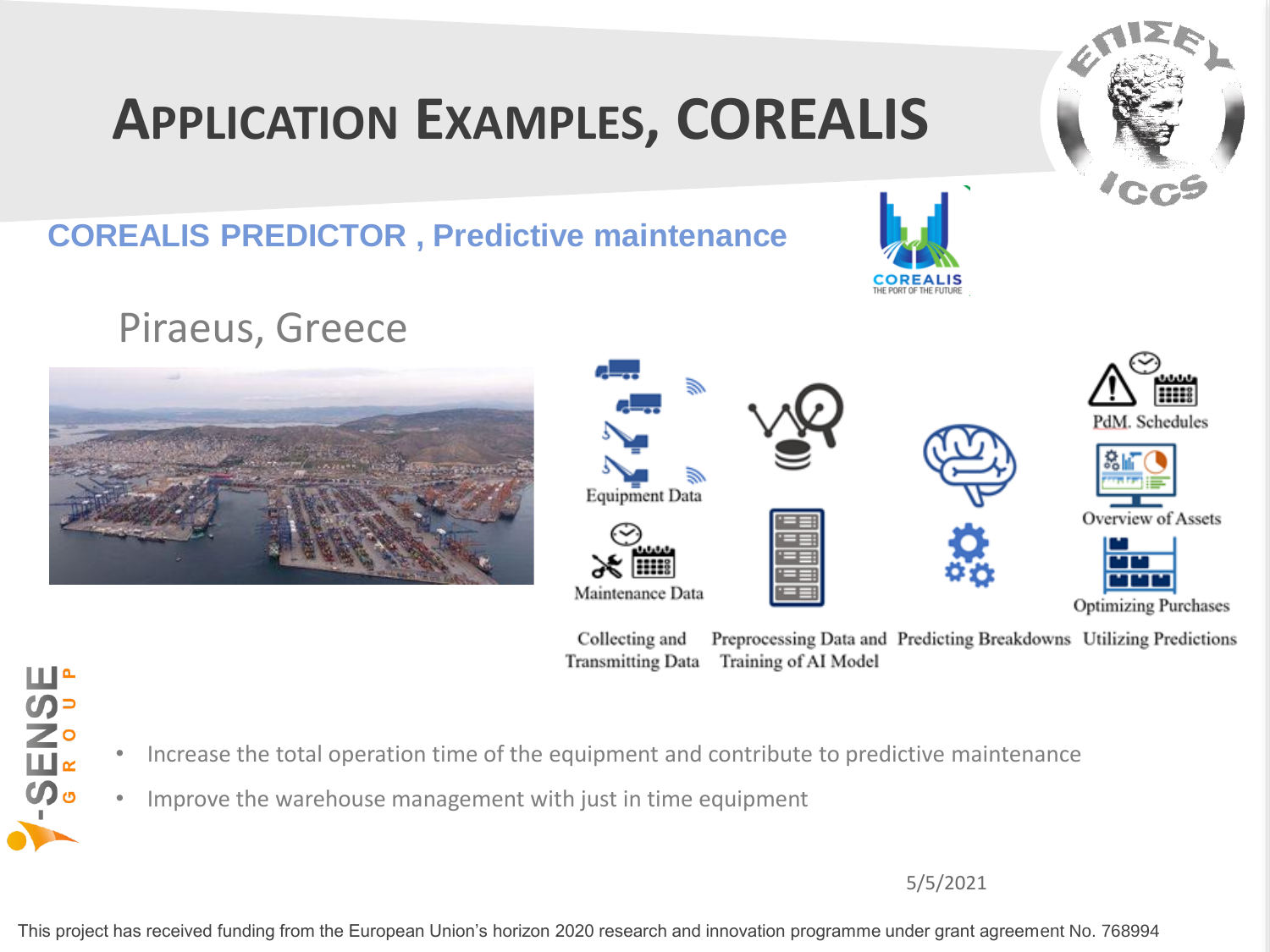# Application Examples, COREALIS

## COREALIS PREDICTOR , Predictive maintenance

Piraeus, Greece

Equipment Data

Maintenance Data

PdM. Schedules

Overview of Assets

Optimizing Purchases

Collecting and Transmitting Data | Preprocessing Data and Training of AI Model | Predicting Breakdowns | Utilizing Predictions

- Increase the total operation time of the equipment and contribute to predictive maintenance
- Improve the warehouse management with just in time equipment

5/5/2021

This project has received funding from the European Union's horizon 2020 research and innovation programme under grant agreement No. 768994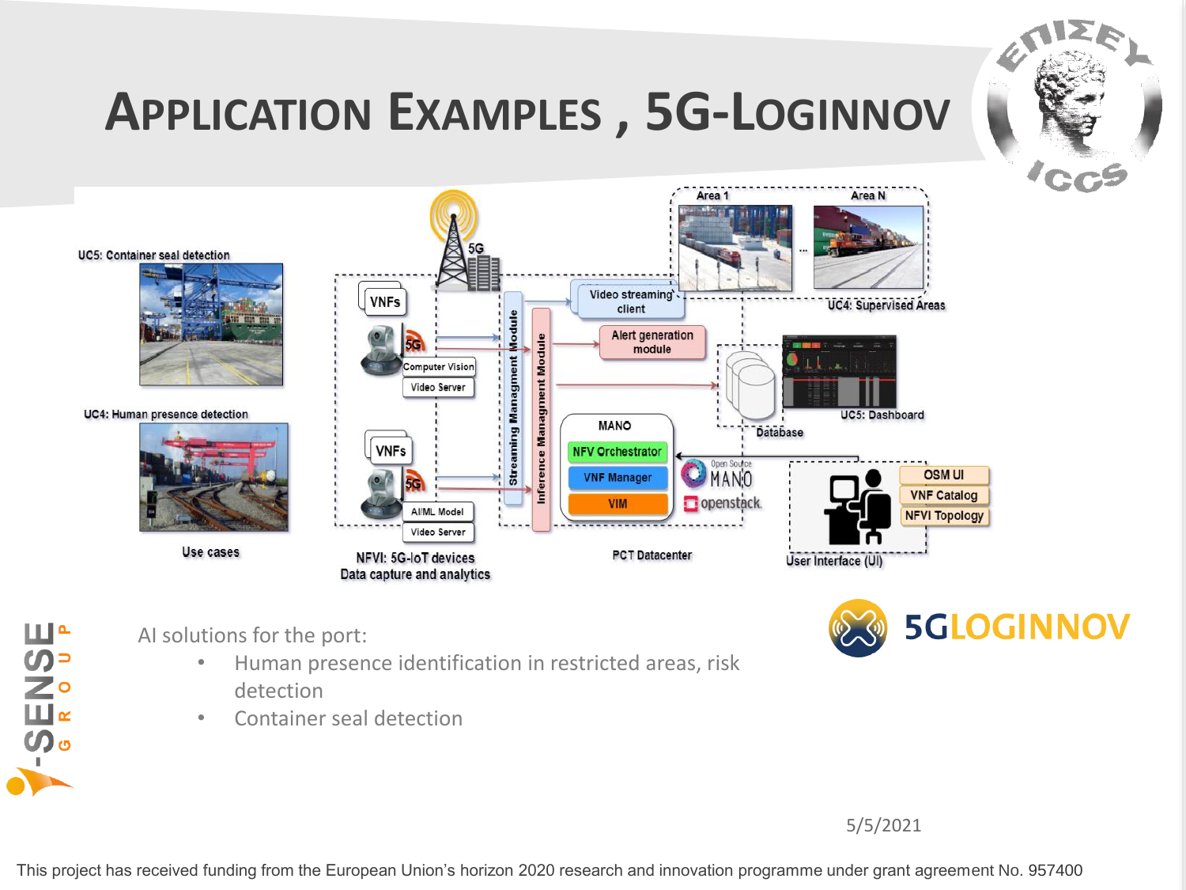# Application Examples , 5G-Loginnov

UC5: Container seal detection

UC4: Human presence detection

Use cases

VNFs

Computer Vision

Video Server

VNFs

AI/ML Model

Video Server

NFVI: 5G-IoT devices
Data capture and analytics

Streaming Managment Module

Inference Managment Module

Video streaming client

Alert generation module

MANO

NFV Orchestrator

VNF Manager

VIM

Open Source MANO

openstack

PCT Datacenter

Area 1

Area N

UC4: Supervised Areas

Database

UC5: Dashboard

OSM UI

VNF Catalog

NFVI Topology

User Interface (UI)

5GLOGINNOV

AI solutions for the port:

- Human presence identification in restricted areas, risk detection
- Container seal detection

5/5/2021

This project has received funding from the European Union's horizon 2020 research and innovation programme under grant agreement No. 957400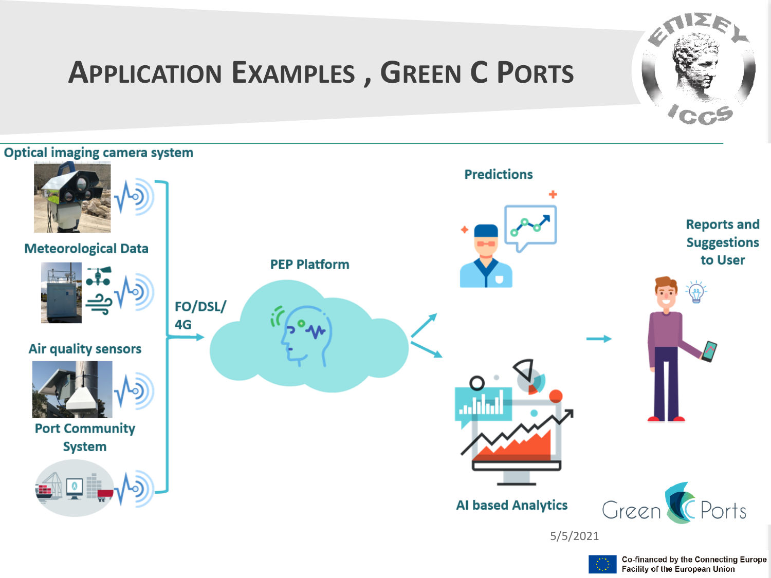# Application Examples , Green C Ports

Optical imaging camera system

Meteorological Data

Air quality sensors

Port Community System

FO/DSL/ 4G

PEP Platform

Predictions

AI based Analytics

Reports and Suggestions to User

Green C Ports

5/5/2021

Co-financed by the Connecting Europe Facility of the European Union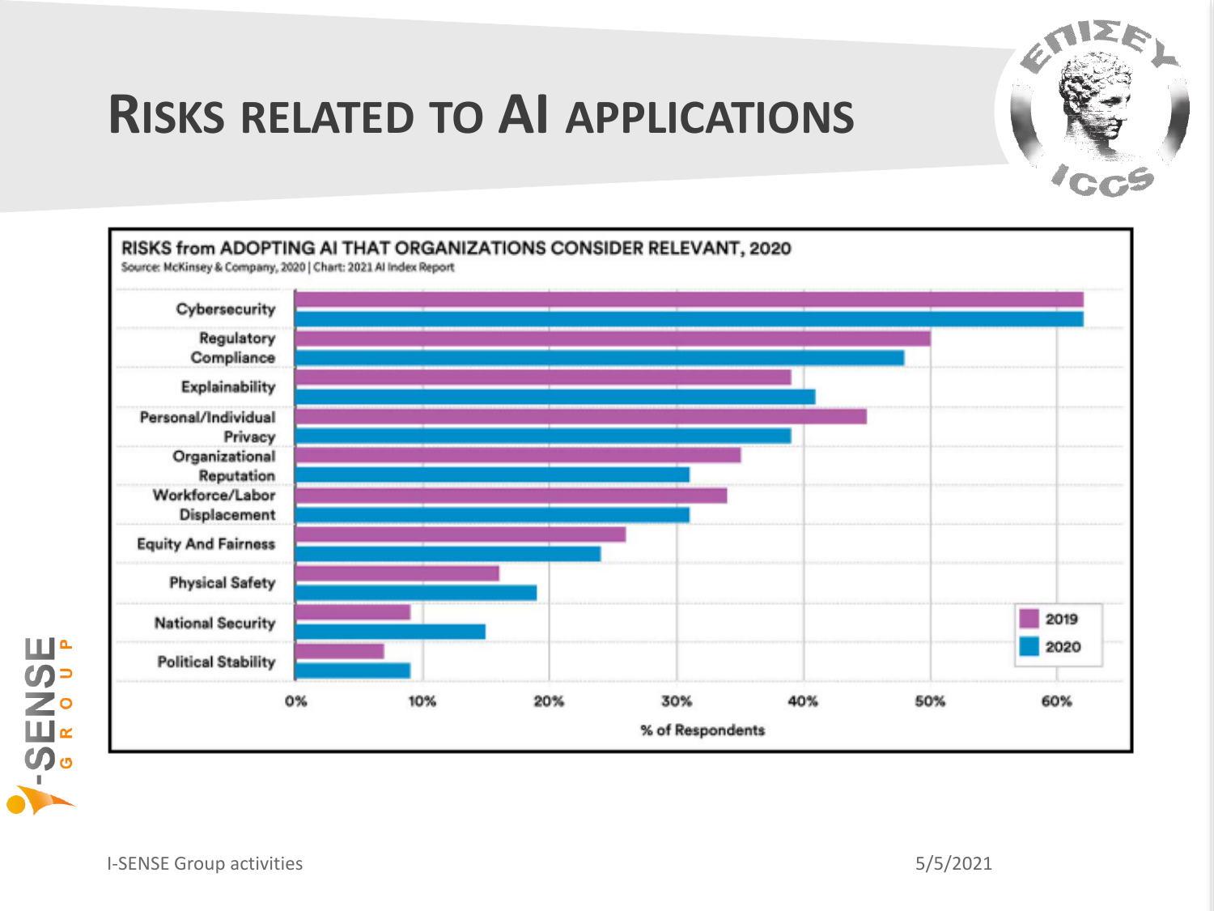# RISKS RELATED TO AI APPLICATIONS

**RISKS from ADOPTING AI THAT ORGANIZATIONS CONSIDER RELEVANT, 2020**

Source: McKinsey & Company, 2020 | Chart: 2021 AI Index Report

| Risk | 2019 | 2020 |
|---|---|---|
| Cybersecurity | 62% | 62% |
| Regulatory Compliance | 50% | 48% |
| Explainability | 39% | 41% |
| Personal/Individual Privacy | 45% | 39% |
| Organizational Reputation | 35% | 31% |
| Workforce/Labor Displacement | 34% | 31% |
| Equity And Fairness | 26% | 24% |
| Physical Safety | 16% | 19% |
| National Security | 9% | 15% |
| Political Stability | 7% | 9% |

% of Respondents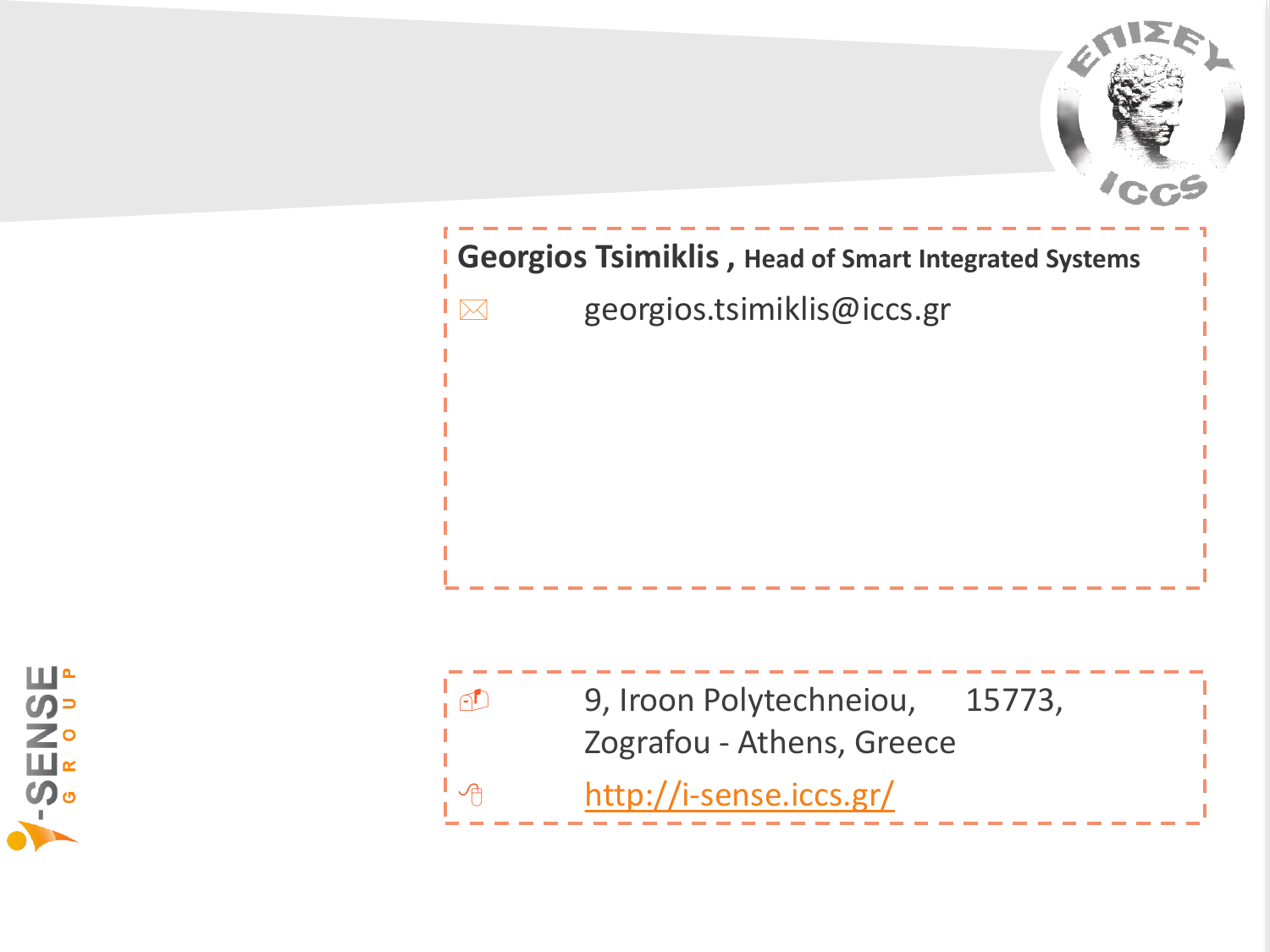**Georgios Tsimiklis ,** **Head of Smart Integrated Systems**

georgios.tsimiklis@iccs.gr

9, Iroon Polytechneiou, 15773,
Zografou - Athens, Greece

http://i-sense.iccs.gr/